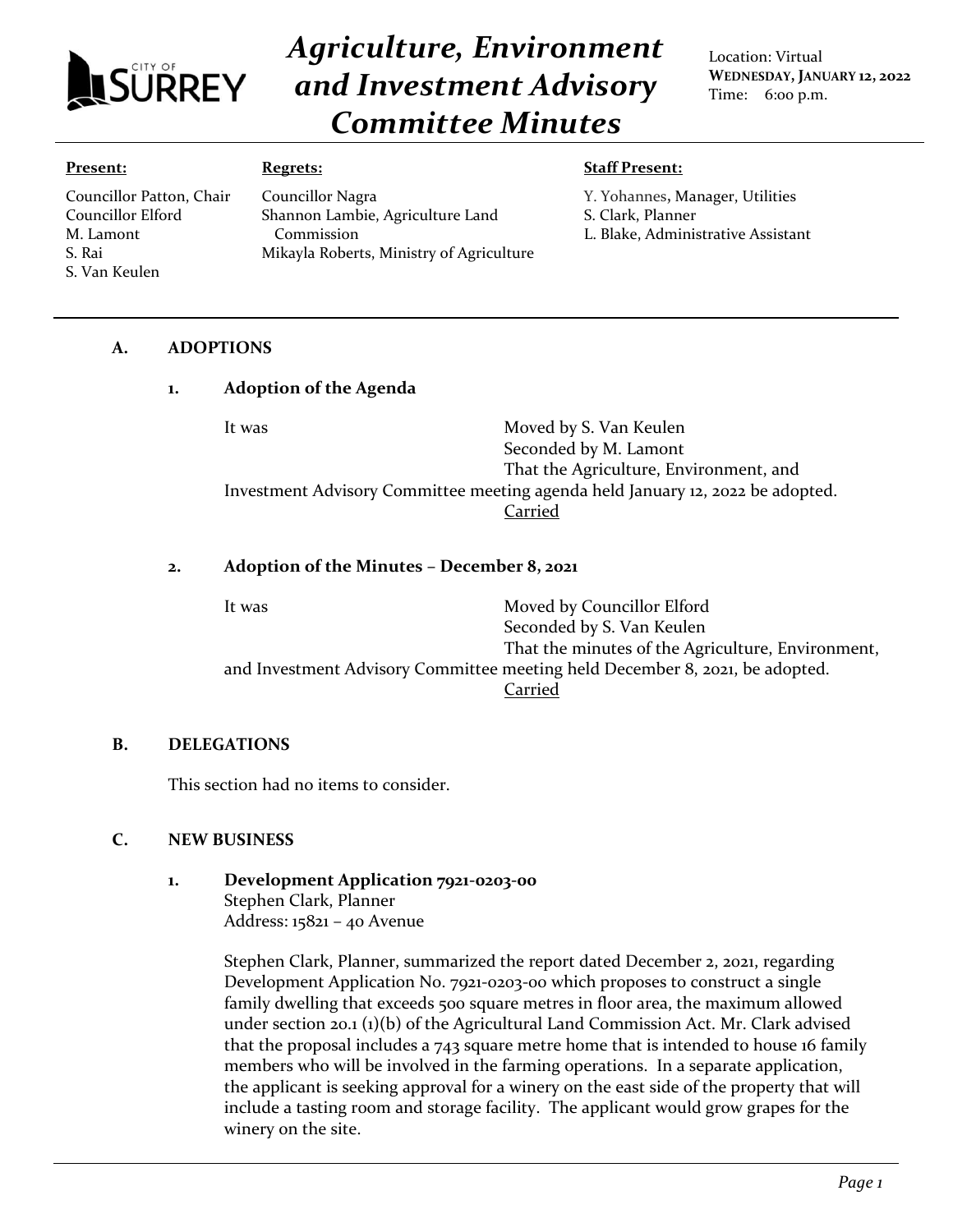CITY OF SURREY

# Agriculture, Environment and Investment Advisory Committee Minutes

Location: Virtual
**WEDNESDAY, JANUARY 12, 2022**
Time: 6:00 p.m.

**Present:**

Councillor Patton, Chair
Councillor Elford
M. Lamont
S. Rai
S. Van Keulen

**Regrets:**

Councillor Nagra
Shannon Lambie, Agriculture Land Commission
Mikayla Roberts, Ministry of Agriculture

**Staff Present:**

Y. Yohannes, Manager, Utilities
S. Clark, Planner
L. Blake, Administrative Assistant

## A. ADOPTIONS

### 1. Adoption of the Agenda

It was Moved by S. Van Keulen
Seconded by M. Lamont
That the Agriculture, Environment, and Investment Advisory Committee meeting agenda held January 12, 2022 be adopted.
Carried

### 2. Adoption of the Minutes – December 8, 2021

It was Moved by Councillor Elford
Seconded by S. Van Keulen
That the minutes of the Agriculture, Environment, and Investment Advisory Committee meeting held December 8, 2021, be adopted.
Carried

## B. DELEGATIONS

This section had no items to consider.

## C. NEW BUSINESS

### 1. Development Application 7921-0203-00

Stephen Clark, Planner
Address: 15821 – 40 Avenue

Stephen Clark, Planner, summarized the report dated December 2, 2021, regarding Development Application No. 7921-0203-00 which proposes to construct a single family dwelling that exceeds 500 square metres in floor area, the maximum allowed under section 20.1 (1)(b) of the Agricultural Land Commission Act. Mr. Clark advised that the proposal includes a 743 square metre home that is intended to house 16 family members who will be involved in the farming operations. In a separate application, the applicant is seeking approval for a winery on the east side of the property that will include a tasting room and storage facility. The applicant would grow grapes for the winery on the site.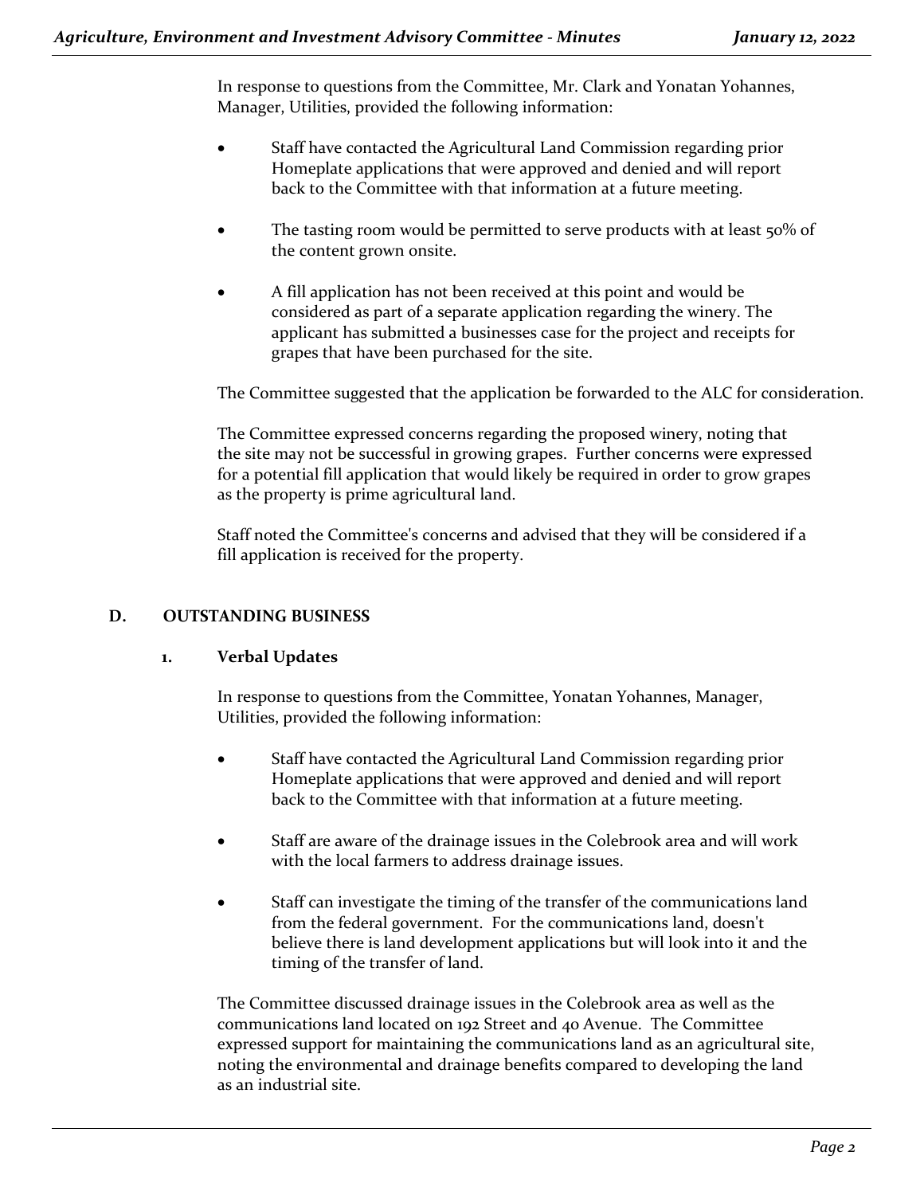In response to questions from the Committee, Mr. Clark and Yonatan Yohannes, Manager, Utilities, provided the following information:

- Staff have contacted the Agricultural Land Commission regarding prior Homeplate applications that were approved and denied and will report back to the Committee with that information at a future meeting.
- The tasting room would be permitted to serve products with at least 50% of the content grown onsite.
- A fill application has not been received at this point and would be considered as part of a separate application regarding the winery. The applicant has submitted a businesses case for the project and receipts for grapes that have been purchased for the site.

The Committee suggested that the application be forwarded to the ALC for consideration.

The Committee expressed concerns regarding the proposed winery, noting that the site may not be successful in growing grapes. Further concerns were expressed for a potential fill application that would likely be required in order to grow grapes as the property is prime agricultural land.

Staff noted the Committee's concerns and advised that they will be considered if a fill application is received for the property.

## D. OUTSTANDING BUSINESS

### 1. Verbal Updates

In response to questions from the Committee, Yonatan Yohannes, Manager, Utilities, provided the following information:

- Staff have contacted the Agricultural Land Commission regarding prior Homeplate applications that were approved and denied and will report back to the Committee with that information at a future meeting.
- Staff are aware of the drainage issues in the Colebrook area and will work with the local farmers to address drainage issues.
- Staff can investigate the timing of the transfer of the communications land from the federal government. For the communications land, doesn't believe there is land development applications but will look into it and the timing of the transfer of land.

The Committee discussed drainage issues in the Colebrook area as well as the communications land located on 192 Street and 40 Avenue. The Committee expressed support for maintaining the communications land as an agricultural site, noting the environmental and drainage benefits compared to developing the land as an industrial site.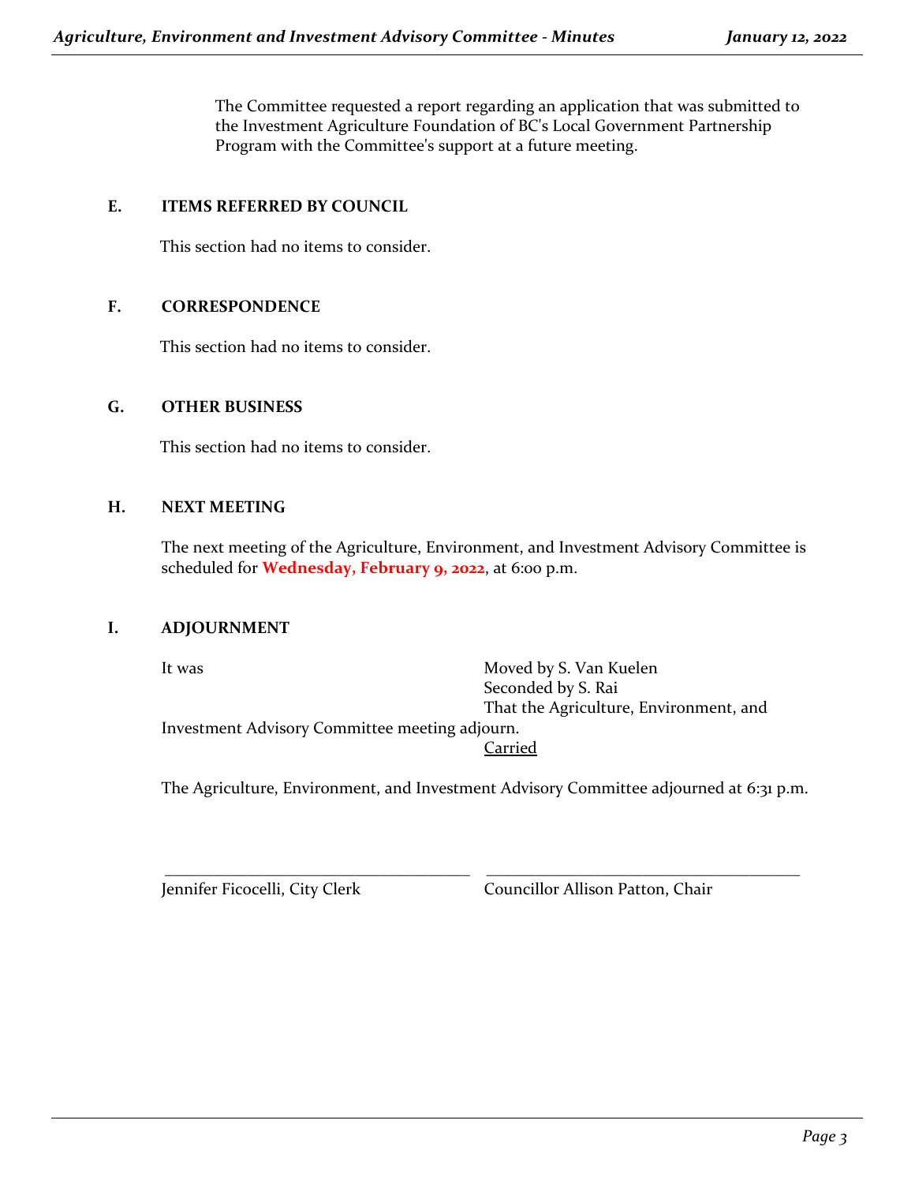The Committee requested a report regarding an application that was submitted to the Investment Agriculture Foundation of BC's Local Government Partnership Program with the Committee's support at a future meeting.

## E. ITEMS REFERRED BY COUNCIL

This section had no items to consider.

## F. CORRESPONDENCE

This section had no items to consider.

## G. OTHER BUSINESS

This section had no items to consider.

## H. NEXT MEETING

The next meeting of the Agriculture, Environment, and Investment Advisory Committee is scheduled for **Wednesday, February 9, 2022**, at 6:00 p.m.

## I. ADJOURNMENT

It was

Moved by S. Van Kuelen
Seconded by S. Rai
That the Agriculture, Environment, and Investment Advisory Committee meeting adjourn.
Carried

The Agriculture, Environment, and Investment Advisory Committee adjourned at 6:31 p.m.

\_\_\_\_\_\_\_\_\_\_\_\_\_\_\_\_\_\_\_\_\_\_\_\_\_\_\_\_\_\_\_\_\_\_\_\_
Jennifer Ficocelli, City Clerk

\_\_\_\_\_\_\_\_\_\_\_\_\_\_\_\_\_\_\_\_\_\_\_\_\_\_\_\_\_\_\_\_\_\_\_\_
Councillor Allison Patton, Chair